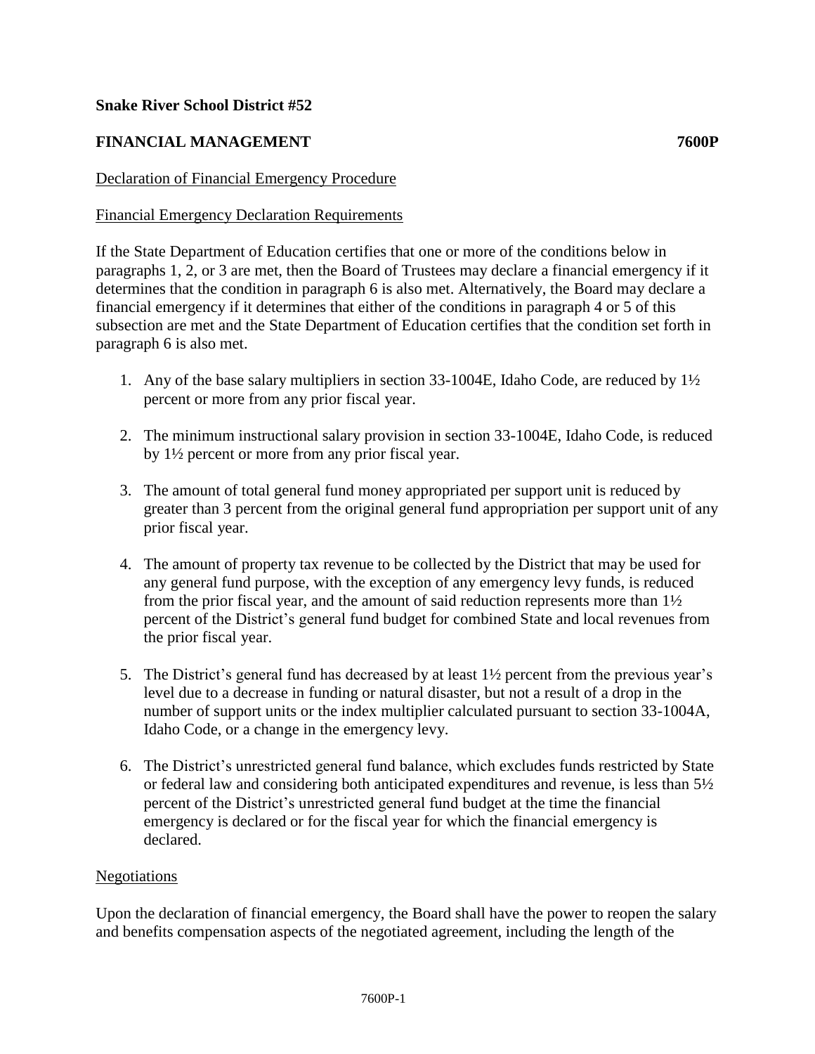**Snake River School District #52**

**FINANCIAL MANAGEMENT 7600P**

Declaration of Financial Emergency Procedure

Financial Emergency Declaration Requirements

If the State Department of Education certifies that one or more of the conditions below in paragraphs 1, 2, or 3 are met, then the Board of Trustees may declare a financial emergency if it determines that the condition in paragraph 6 is also met. Alternatively, the Board may declare a financial emergency if it determines that either of the conditions in paragraph 4 or 5 of this subsection are met and the State Department of Education certifies that the condition set forth in paragraph 6 is also met.

1. Any of the base salary multipliers in section 33-1004E, Idaho Code, are reduced by 1½ percent or more from any prior fiscal year.

2. The minimum instructional salary provision in section 33-1004E, Idaho Code, is reduced by 1½ percent or more from any prior fiscal year.

3. The amount of total general fund money appropriated per support unit is reduced by greater than 3 percent from the original general fund appropriation per support unit of any prior fiscal year.

4. The amount of property tax revenue to be collected by the District that may be used for any general fund purpose, with the exception of any emergency levy funds, is reduced from the prior fiscal year, and the amount of said reduction represents more than 1½ percent of the District's general fund budget for combined State and local revenues from the prior fiscal year.

5. The District's general fund has decreased by at least 1½ percent from the previous year's level due to a decrease in funding or natural disaster, but not a result of a drop in the number of support units or the index multiplier calculated pursuant to section 33-1004A, Idaho Code, or a change in the emergency levy.

6. The District's unrestricted general fund balance, which excludes funds restricted by State or federal law and considering both anticipated expenditures and revenue, is less than 5½ percent of the District's unrestricted general fund budget at the time the financial emergency is declared or for the fiscal year for which the financial emergency is declared.

Negotiations

Upon the declaration of financial emergency, the Board shall have the power to reopen the salary and benefits compensation aspects of the negotiated agreement, including the length of the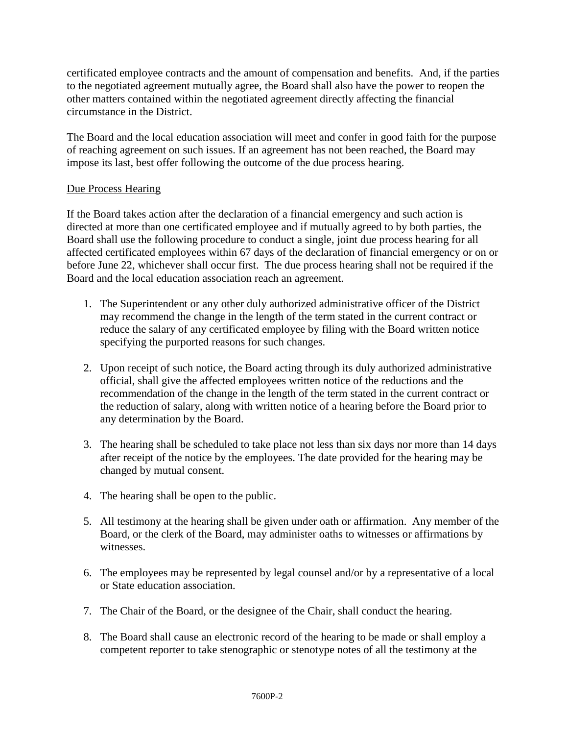certificated employee contracts and the amount of compensation and benefits. And, if the parties to the negotiated agreement mutually agree, the Board shall also have the power to reopen the other matters contained within the negotiated agreement directly affecting the financial circumstance in the District.

The Board and the local education association will meet and confer in good faith for the purpose of reaching agreement on such issues. If an agreement has not been reached, the Board may impose its last, best offer following the outcome of the due process hearing.

<u>Due Process Hearing</u>

If the Board takes action after the declaration of a financial emergency and such action is directed at more than one certificated employee and if mutually agreed to by both parties, the Board shall use the following procedure to conduct a single, joint due process hearing for all affected certificated employees within 67 days of the declaration of financial emergency or on or before June 22, whichever shall occur first. The due process hearing shall not be required if the Board and the local education association reach an agreement.

1. The Superintendent or any other duly authorized administrative officer of the District may recommend the change in the length of the term stated in the current contract or reduce the salary of any certificated employee by filing with the Board written notice specifying the purported reasons for such changes.

2. Upon receipt of such notice, the Board acting through its duly authorized administrative official, shall give the affected employees written notice of the reductions and the recommendation of the change in the length of the term stated in the current contract or the reduction of salary, along with written notice of a hearing before the Board prior to any determination by the Board.

3. The hearing shall be scheduled to take place not less than six days nor more than 14 days after receipt of the notice by the employees. The date provided for the hearing may be changed by mutual consent.

4. The hearing shall be open to the public.

5. All testimony at the hearing shall be given under oath or affirmation. Any member of the Board, or the clerk of the Board, may administer oaths to witnesses or affirmations by witnesses.

6. The employees may be represented by legal counsel and/or by a representative of a local or State education association.

7. The Chair of the Board, or the designee of the Chair, shall conduct the hearing.

8. The Board shall cause an electronic record of the hearing to be made or shall employ a competent reporter to take stenographic or stenotype notes of all the testimony at the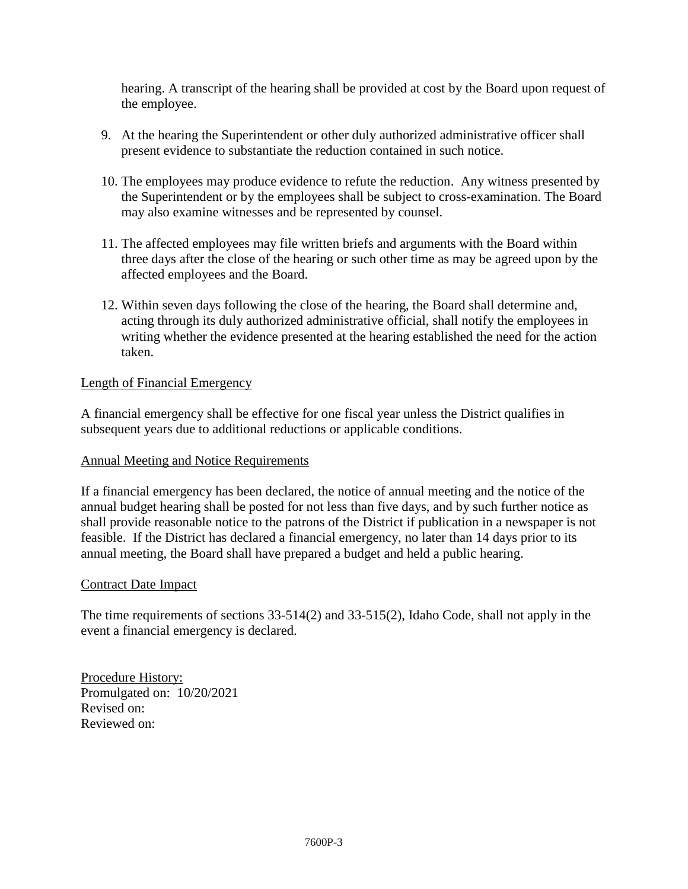hearing. A transcript of the hearing shall be provided at cost by the Board upon request of the employee.

9. At the hearing the Superintendent or other duly authorized administrative officer shall present evidence to substantiate the reduction contained in such notice.

10. The employees may produce evidence to refute the reduction. Any witness presented by the Superintendent or by the employees shall be subject to cross-examination. The Board may also examine witnesses and be represented by counsel.

11. The affected employees may file written briefs and arguments with the Board within three days after the close of the hearing or such other time as may be agreed upon by the affected employees and the Board.

12. Within seven days following the close of the hearing, the Board shall determine and, acting through its duly authorized administrative official, shall notify the employees in writing whether the evidence presented at the hearing established the need for the action taken.

<u>Length of Financial Emergency</u>

A financial emergency shall be effective for one fiscal year unless the District qualifies in subsequent years due to additional reductions or applicable conditions.

<u>Annual Meeting and Notice Requirements</u>

If a financial emergency has been declared, the notice of annual meeting and the notice of the annual budget hearing shall be posted for not less than five days, and by such further notice as shall provide reasonable notice to the patrons of the District if publication in a newspaper is not feasible. If the District has declared a financial emergency, no later than 14 days prior to its annual meeting, the Board shall have prepared a budget and held a public hearing.

<u>Contract Date Impact</u>

The time requirements of sections 33-514(2) and 33-515(2), Idaho Code, shall not apply in the event a financial emergency is declared.

<u>Procedure History:</u>
Promulgated on: 10/20/2021
Revised on:
Reviewed on: